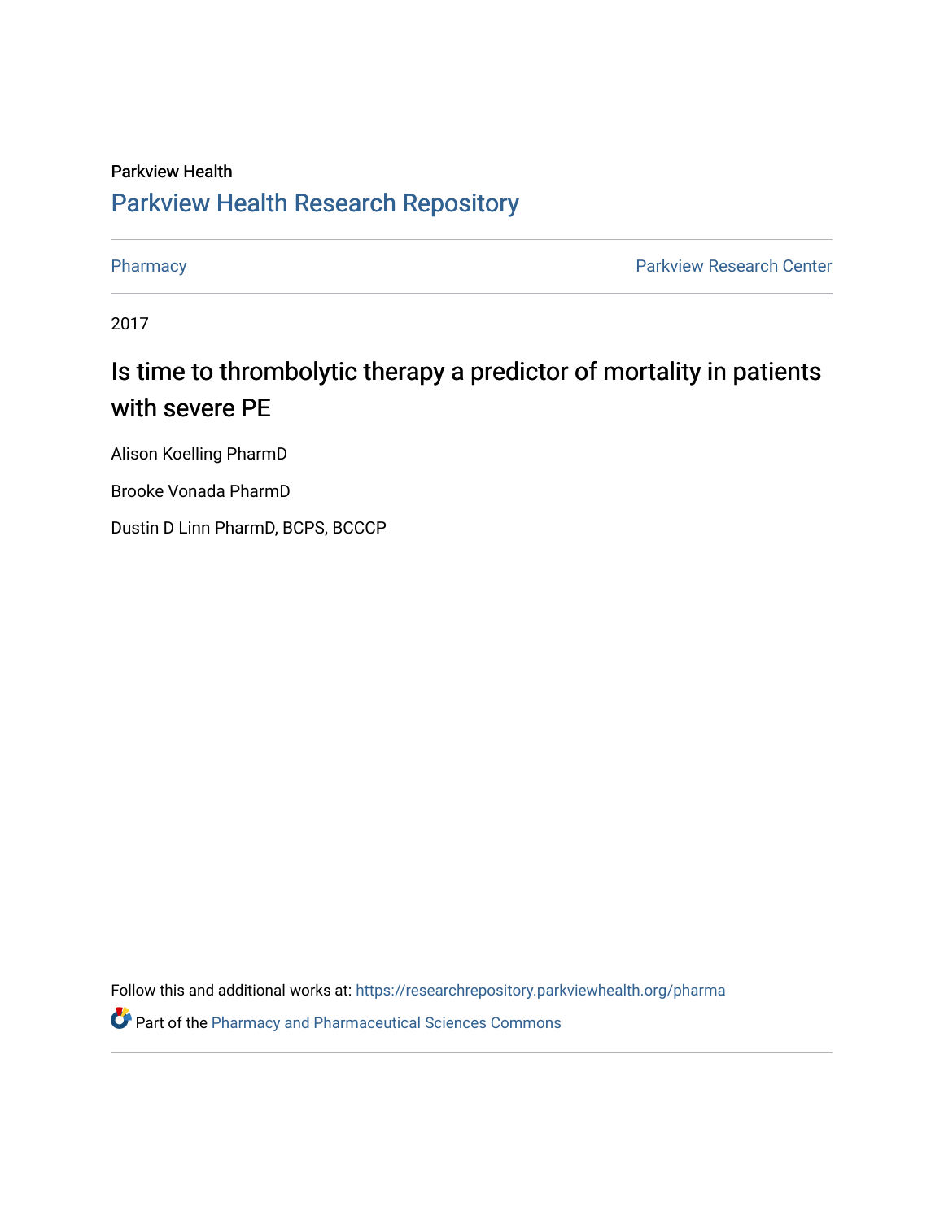Parkview Health

## Parkview Health Research Repository

Pharmacy | Parkview Research Center

2017

# Is time to thrombolytic therapy a predictor of mortality in patients with severe PE

Alison Koelling PharmD

Brooke Vonada PharmD

Dustin D Linn PharmD, BCPS, BCCCP

Follow this and additional works at: https://researchrepository.parkviewhealth.org/pharma

Part of the Pharmacy and Pharmaceutical Sciences Commons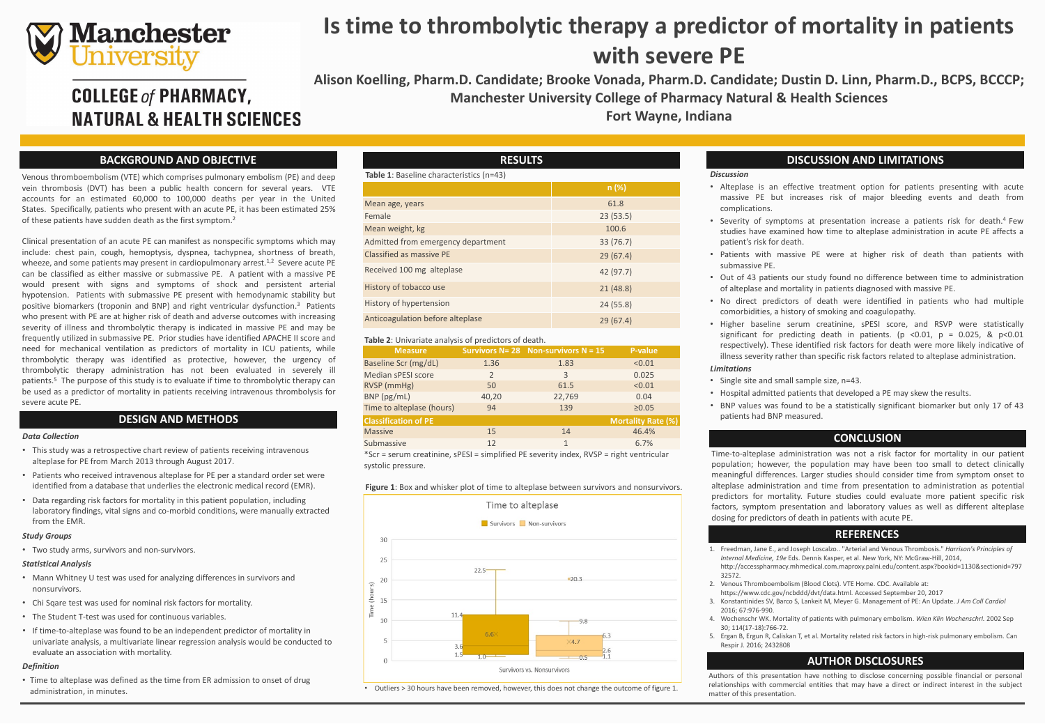# Is time to thrombolytic therapy a predictor of mortality in patients with severe PE

**Alison Koelling, Pharm.D. Candidate; Brooke Vonada, Pharm.D. Candidate; Dustin D. Linn, Pharm.D., BCPS, BCCCP; Manchester University College of Pharmacy Natural & Health Sciences**
**Fort Wayne, Indiana**

Manchester University
COLLEGE of PHARMACY, NATURAL & HEALTH SCIENCES

## BACKGROUND AND OBJECTIVE

Venous thromboembolism (VTE) which comprises pulmonary embolism (PE) and deep vein thrombosis (DVT) has been a public health concern for several years. VTE accounts for an estimated 60,000 to 100,000 deaths per year in the United States. Specifically, patients who present with an acute PE, it has been estimated 25% of these patients have sudden death as the first symptom.[2]

Clinical presentation of an acute PE can manifest as nonspecific symptoms which may include: chest pain, cough, hemoptysis, dyspnea, tachypnea, shortness of breath, wheeze, and some patients may present in cardiopulmonary arrest.[1,2] Severe acute PE can be classified as either massive or submassive PE. A patient with a massive PE would present with signs and symptoms of shock and persistent arterial hypotension. Patients with submassive PE present with hemodynamic stability but positive biomarkers (troponin and BNP) and right ventricular dysfunction.[3] Patients who present with PE are at higher risk of death and adverse outcomes with increasing severity of illness and thrombolytic therapy is indicated in massive PE and may be frequently utilized in submassive PE. Prior studies have identified APACHE II score and need for mechanical ventilation as predictors of mortality in ICU patients, while thrombolytic therapy was identified as protective, however, the urgency of thrombolytic therapy administration has not been evaluated in severely ill patients.[5] The purpose of this study is to evaluate if time to thrombolytic therapy can be used as a predictor of mortality in patients receiving intravenous thrombolysis for severe acute PE.

## DESIGN AND METHODS

### *Data Collection*

- This study was a retrospective chart review of patients receiving intravenous alteplase for PE from March 2013 through August 2017.
- Patients who received intravenous alteplase for PE per a standard order set were identified from a database that underlies the electronic medical record (EMR).
- Data regarding risk factors for mortality in this patient population, including laboratory findings, vital signs and co-morbid conditions, were manually extracted from the EMR.

### *Study Groups*

- Two study arms, survivors and non-survivors.

### *Statistical Analysis*

- Mann Whitney U test was used for analyzing differences in survivors and nonsurvivors.
- Chi Sqare test was used for nominal risk factors for mortality.
- The Student T-test was used for continuous variables.
- If time-to-alteplase was found to be an independent predictor of mortality in univariate analysis, a multivariate linear regression analysis would be conducted to evaluate an association with mortality.

### *Definition*

- Time to alteplase was defined as the time from ER admission to onset of drug administration, in minutes.

## RESULTS

**Table 1**: Baseline characteristics (n=43)

| | n (%) |
|---|---|
| Mean age, years | 61.8 |
| Female | 23 (53.5) |
| Mean weight, kg | 100.6 |
| Admitted from emergency department | 33 (76.7) |
| Classified as massive PE | 29 (67.4) |
| Received 100 mg alteplase | 42 (97.7) |
| History of tobacco use | 21 (48.8) |
| History of hypertension | 24 (55.8) |
| Anticoagulation before alteplase | 29 (67.4) |

**Table 2**: Univariate analysis of predictors of death.

| Measure | Survivors N= 28 | Non-survivors N = 15 | P-value |
|---|---|---|---|
| Baseline Scr (mg/dL) | 1.36 | 1.83 | <0.01 |
| Median sPESI score | 2 | 3 | 0.025 |
| RVSP (mmHg) | 50 | 61.5 | <0.01 |
| BNP (pg/mL) | 40,20 | 22,769 | 0.04 |
| Time to alteplase (hours) | 94 | 139 | ≥0.05 |
| **Classification of PE** | | | **Mortality Rate (%)** |
| Massive | 15 | 14 | 46.4% |
| Submassive | 12 | 1 | 6.7% |

*Scr = serum creatinine, sPESI = simplified PE severity index, RVSP = right ventricular systolic pressure.

**Figure 1**: Box and whisker plot of time to alteplase between survivors and nonsurvivors.

- Outliers > 30 hours have been removed, however, this does not change the outcome of figure 1.

## DISCUSSION AND LIMITATIONS

### *Discussion*

- Alteplase is an effective treatment option for patients presenting with acute massive PE but increases risk of major bleeding events and death from complications.
- Severity of symptoms at presentation increase a patients risk for death.[4] Few studies have examined how time to alteplase administration in acute PE affects a patient's risk for death.
- Patients with massive PE were at higher risk of death than patients with submassive PE.
- Out of 43 patients our study found no difference between time to administration of alteplase and mortality in patients diagnosed with massive PE.
- No direct predictors of death were identified in patients who had multiple comorbidities, a history of smoking and coagulopathy.
- Higher baseline serum creatinine, sPESI score, and RSVP were statistically significant for predicting death in patients. ($p < 0.01$, $p = 0.025$, & $p < 0.01$ respectively). These identified risk factors for death were more likely indicative of illness severity rather than specific risk factors related to alteplase administration.

### *Limitations*

- Single site and small sample size, n=43.
- Hospital admitted patients that developed a PE may skew the results.
- BNP values was found to be a statistically significant biomarker but only 17 of 43 patients had BNP measured.

## CONCLUSION

Time-to-alteplase administration was not a risk factor for mortality in our patient population; however, the population may have been too small to detect clinically meaningful differences. Larger studies should consider time from symptom onset to alteplase administration and time from presentation to administration as potential predictors for mortality. Future studies could evaluate more patient specific risk factors, symptom presentation and laboratory values as well as different alteplase dosing for predictors of death in patients with acute PE.

## REFERENCES

1. Freedman, Jane E., and Joseph Loscalzo.. "Arterial and Venous Thrombosis." *Harrison's Principles of Internal Medicine, 19e* Eds. Dennis Kasper, et al. New York, NY: McGraw-Hill, 2014, http://accesspharmacy.mhmedical.com.maproxy.palni.edu/content.aspx?bookid=1130&sectionid=797 32572.
2. Venous Thromboembolism (Blood Clots). VTE Home. CDC. Available at: https://www.cdc.gov/ncbddd/dvt/data.html. Accessed September 20, 2017
3. Konstantinides SV, Barco S, Lankeit M, Meyer G. Management of PE: An Update. *J Am Coll Cardiol* 2016; 67:976-990.
4. Wochenschr WK. Mortality of patients with pulmonary embolism. *Wien Klin Wochenschrl.* 2002 Sep 30; 114(17-18):766-72.
5. Ergan B, Ergun R, Caliskan T, et al. Mortality related risk factors in high-risk pulmonary embolism. Can Respir J. 2016; 2432808

## AUTHOR DISCLOSURES

Authors of this presentation have nothing to disclose concerning possible financial or personal relationships with commercial entities that may have a direct or indirect interest in the subject matter of this presentation.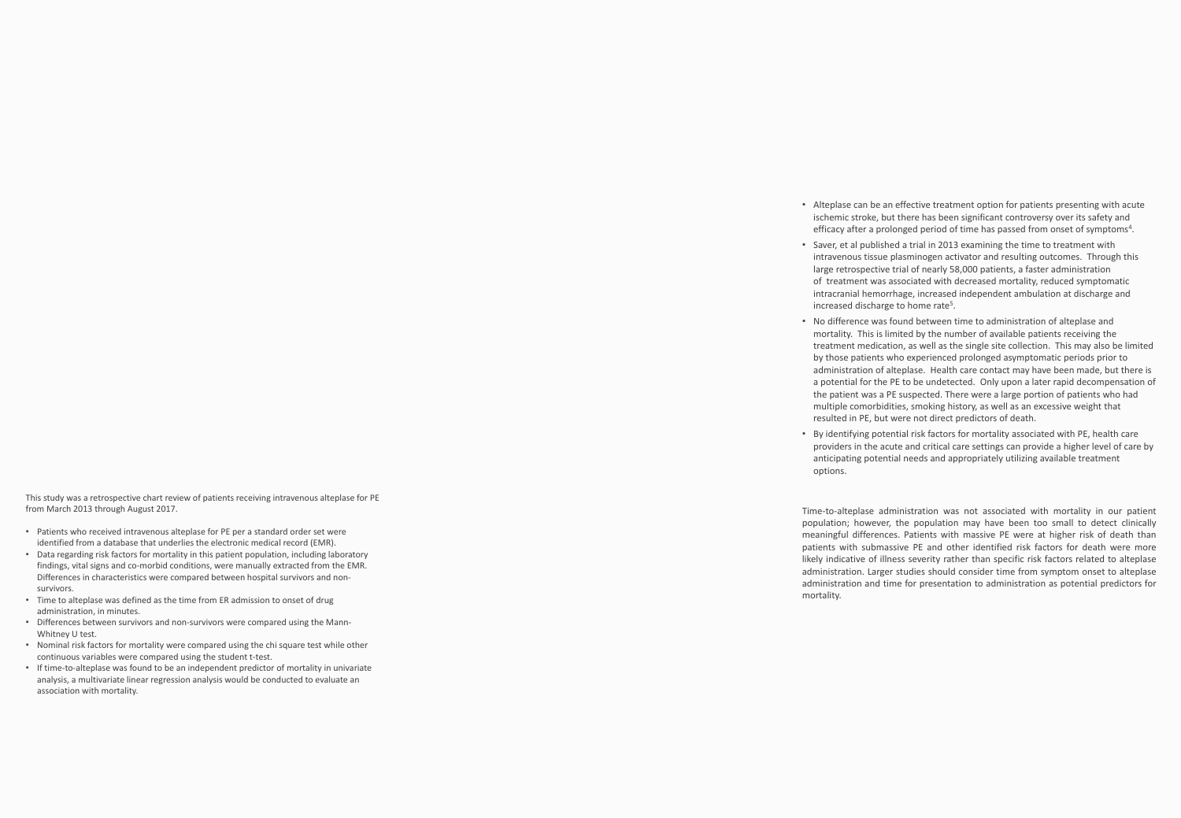This study was a retrospective chart review of patients receiving intravenous alteplase for PE from March 2013 through August 2017.

- Patients who received intravenous alteplase for PE per a standard order set were identified from a database that underlies the electronic medical record (EMR).
- Data regarding risk factors for mortality in this patient population, including laboratory findings, vital signs and co-morbid conditions, were manually extracted from the EMR. Differences in characteristics were compared between hospital survivors and non-survivors.
- Time to alteplase was defined as the time from ER admission to onset of drug administration, in minutes.
- Differences between survivors and non-survivors were compared using the Mann-Whitney U test.
- Nominal risk factors for mortality were compared using the chi square test while other continuous variables were compared using the student t-test.
- If time-to-alteplase was found to be an independent predictor of mortality in univariate analysis, a multivariate linear regression analysis would be conducted to evaluate an association with mortality.

- Alteplase can be an effective treatment option for patients presenting with acute ischemic stroke, but there has been significant controversy over its safety and efficacy after a prolonged period of time has passed from onset of symptoms[4].
- Saver, et al published a trial in 2013 examining the time to treatment with intravenous tissue plasminogen activator and resulting outcomes. Through this large retrospective trial of nearly 58,000 patients, a faster administration of treatment was associated with decreased mortality, reduced symptomatic intracranial hemorrhage, increased independent ambulation at discharge and increased discharge to home rate[5].
- No difference was found between time to administration of alteplase and mortality. This is limited by the number of available patients receiving the treatment medication, as well as the single site collection. This may also be limited by those patients who experienced prolonged asymptomatic periods prior to administration of alteplase. Health care contact may have been made, but there is a potential for the PE to be undetected. Only upon a later rapid decompensation of the patient was a PE suspected. There were a large portion of patients who had multiple comorbidities, smoking history, as well as an excessive weight that resulted in PE, but were not direct predictors of death.
- By identifying potential risk factors for mortality associated with PE, health care providers in the acute and critical care settings can provide a higher level of care by anticipating potential needs and appropriately utilizing available treatment options.

Time-to-alteplase administration was not associated with mortality in our patient population; however, the population may have been too small to detect clinically meaningful differences. Patients with massive PE were at higher risk of death than patients with submassive PE and other identified risk factors for death were more likely indicative of illness severity rather than specific risk factors related to alteplase administration. Larger studies should consider time from symptom onset to alteplase administration and time for presentation to administration as potential predictors for mortality.